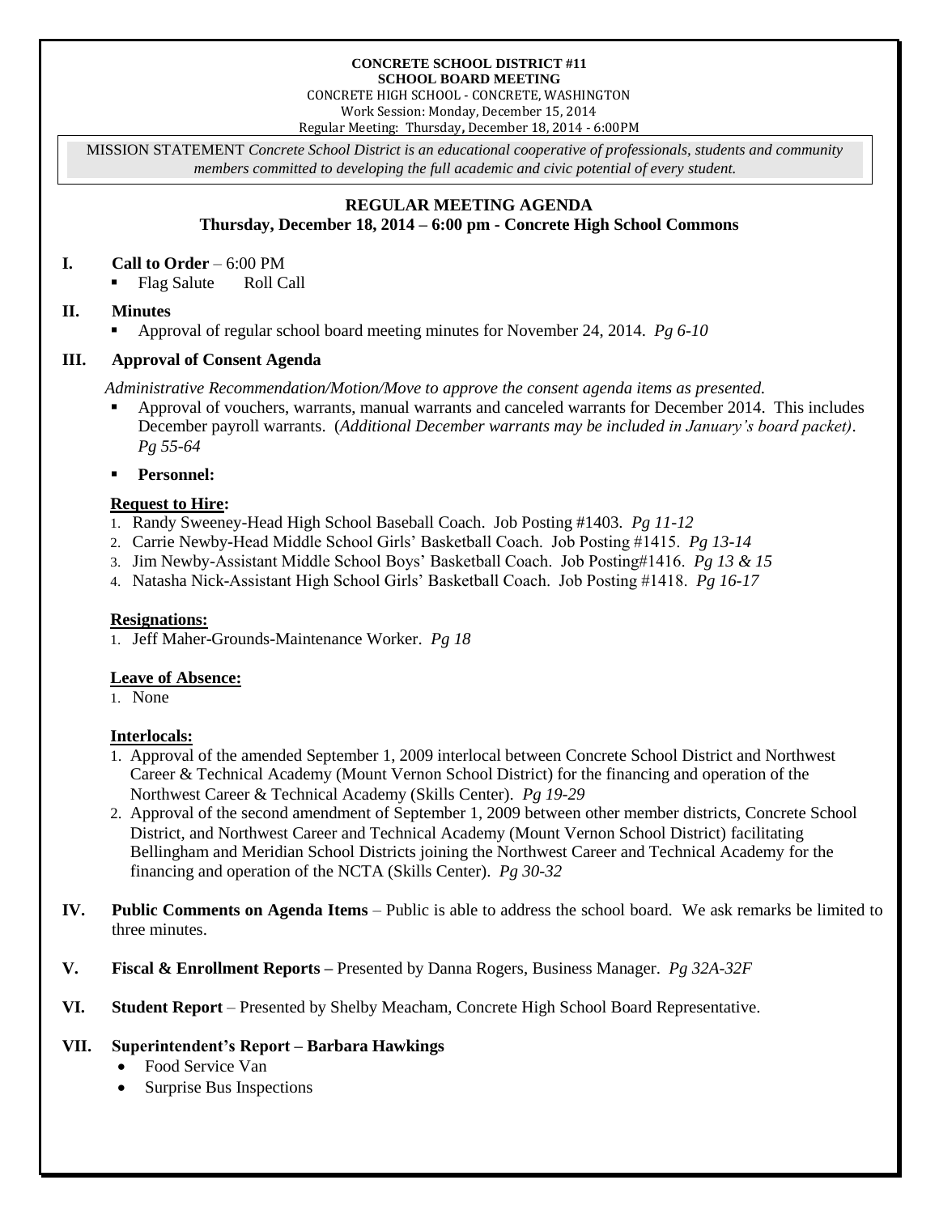**CONCRETE SCHOOL DISTRICT #11**
**SCHOOL BOARD MEETING**
CONCRETE HIGH SCHOOL - CONCRETE, WASHINGTON
Work Session: Monday, December 15, 2014
Regular Meeting: Thursday, December 18, 2014 - 6:00PM

MISSION STATEMENT *Concrete School District is an educational cooperative of professionals, students and community members committed to developing the full academic and civic potential of every student.*

## REGULAR MEETING AGENDA
**Thursday, December 18, 2014 – 6:00 pm - Concrete High School Commons**

**I. Call to Order** – 6:00 PM
- Flag Salute  Roll Call

**II. Minutes**
- Approval of regular school board meeting minutes for November 24, 2014. *Pg 6-10*

**III. Approval of Consent Agenda**

*Administrative Recommendation/Motion/Move to approve the consent agenda items as presented.*

- Approval of vouchers, warrants, manual warrants and canceled warrants for December 2014. This includes December payroll warrants. (*Additional December warrants may be included in January's board packet)*. *Pg 55-64*
- **Personnel:**

**Request to Hire:**
1. Randy Sweeney-Head High School Baseball Coach. Job Posting #1403. *Pg 11-12*
2. Carrie Newby-Head Middle School Girls' Basketball Coach. Job Posting #1415. *Pg 13-14*
3. Jim Newby-Assistant Middle School Boys' Basketball Coach. Job Posting#1416. *Pg 13 & 15*
4. Natasha Nick-Assistant High School Girls' Basketball Coach. Job Posting #1418. *Pg 16-17*

**Resignations:**
1. Jeff Maher-Grounds-Maintenance Worker. *Pg 18*

**Leave of Absence:**
1. None

**Interlocals:**
1. Approval of the amended September 1, 2009 interlocal between Concrete School District and Northwest Career & Technical Academy (Mount Vernon School District) for the financing and operation of the Northwest Career & Technical Academy (Skills Center). *Pg 19-29*
2. Approval of the second amendment of September 1, 2009 between other member districts, Concrete School District, and Northwest Career and Technical Academy (Mount Vernon School District) facilitating Bellingham and Meridian School Districts joining the Northwest Career and Technical Academy for the financing and operation of the NCTA (Skills Center). *Pg 30-32*

**IV. Public Comments on Agenda Items** – Public is able to address the school board. We ask remarks be limited to three minutes.

**V. Fiscal & Enrollment Reports –** Presented by Danna Rogers, Business Manager. *Pg 32A-32F*

**VI. Student Report** – Presented by Shelby Meacham, Concrete High School Board Representative.

**VII. Superintendent's Report – Barbara Hawkings**
- Food Service Van
- Surprise Bus Inspections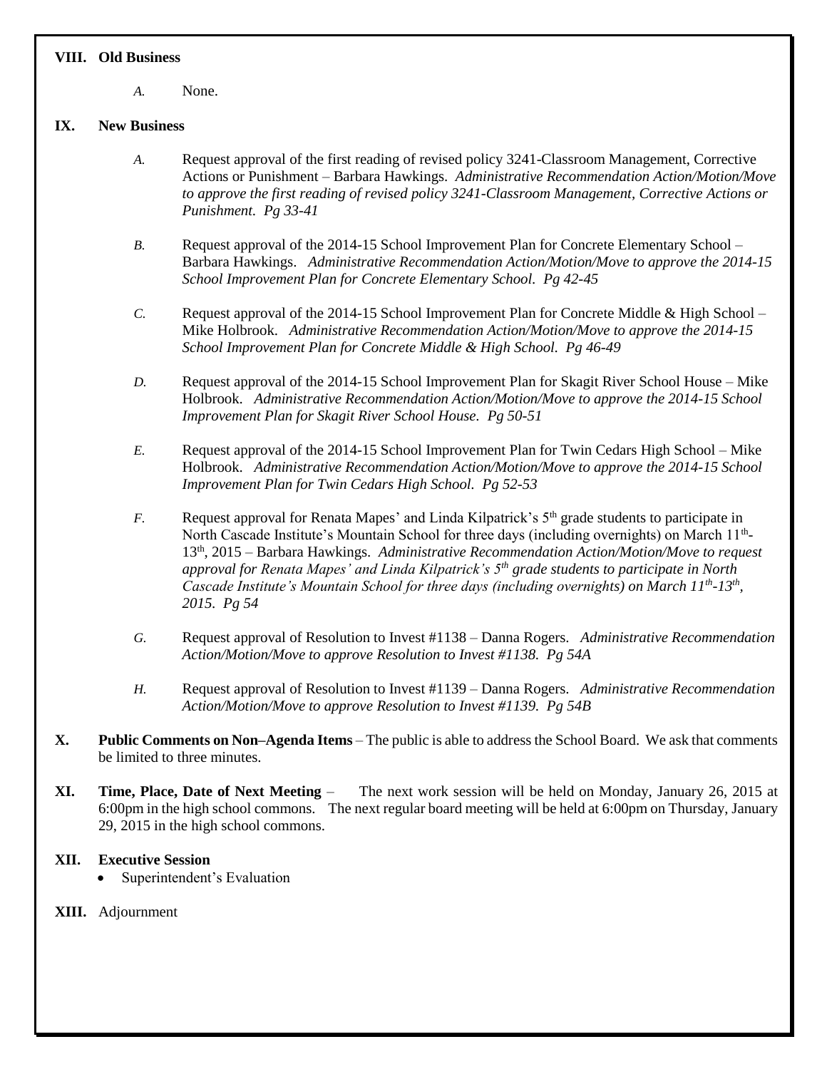## VIII. Old Business

*A.* None.

## IX. New Business

*A.* Request approval of the first reading of revised policy 3241-Classroom Management, Corrective Actions or Punishment – Barbara Hawkings. *Administrative Recommendation Action/Motion/Move to approve the first reading of revised policy 3241-Classroom Management, Corrective Actions or Punishment. Pg 33-41*

*B.* Request approval of the 2014-15 School Improvement Plan for Concrete Elementary School – Barbara Hawkings. *Administrative Recommendation Action/Motion/Move to approve the 2014-15 School Improvement Plan for Concrete Elementary School. Pg 42-45*

*C.* Request approval of the 2014-15 School Improvement Plan for Concrete Middle & High School – Mike Holbrook. *Administrative Recommendation Action/Motion/Move to approve the 2014-15 School Improvement Plan for Concrete Middle & High School. Pg 46-49*

*D.* Request approval of the 2014-15 School Improvement Plan for Skagit River School House – Mike Holbrook. *Administrative Recommendation Action/Motion/Move to approve the 2014-15 School Improvement Plan for Skagit River School House. Pg 50-51*

*E.* Request approval of the 2014-15 School Improvement Plan for Twin Cedars High School – Mike Holbrook. *Administrative Recommendation Action/Motion/Move to approve the 2014-15 School Improvement Plan for Twin Cedars High School. Pg 52-53*

*F.* Request approval for Renata Mapes' and Linda Kilpatrick's 5th grade students to participate in North Cascade Institute's Mountain School for three days (including overnights) on March 11th-13th, 2015 – Barbara Hawkings. *Administrative Recommendation Action/Motion/Move to request approval for Renata Mapes' and Linda Kilpatrick's 5th grade students to participate in North Cascade Institute's Mountain School for three days (including overnights) on March 11th-13th, 2015. Pg 54*

*G.* Request approval of Resolution to Invest #1138 – Danna Rogers. *Administrative Recommendation Action/Motion/Move to approve Resolution to Invest #1138. Pg 54A*

*H.* Request approval of Resolution to Invest #1139 – Danna Rogers. *Administrative Recommendation Action/Motion/Move to approve Resolution to Invest #1139. Pg 54B*

**X. Public Comments on Non–Agenda Items** – The public is able to address the School Board. We ask that comments be limited to three minutes.

**XI. Time, Place, Date of Next Meeting** – The next work session will be held on Monday, January 26, 2015 at 6:00pm in the high school commons. The next regular board meeting will be held at 6:00pm on Thursday, January 29, 2015 in the high school commons.

## XII. Executive Session

- Superintendent's Evaluation

**XIII.** Adjournment